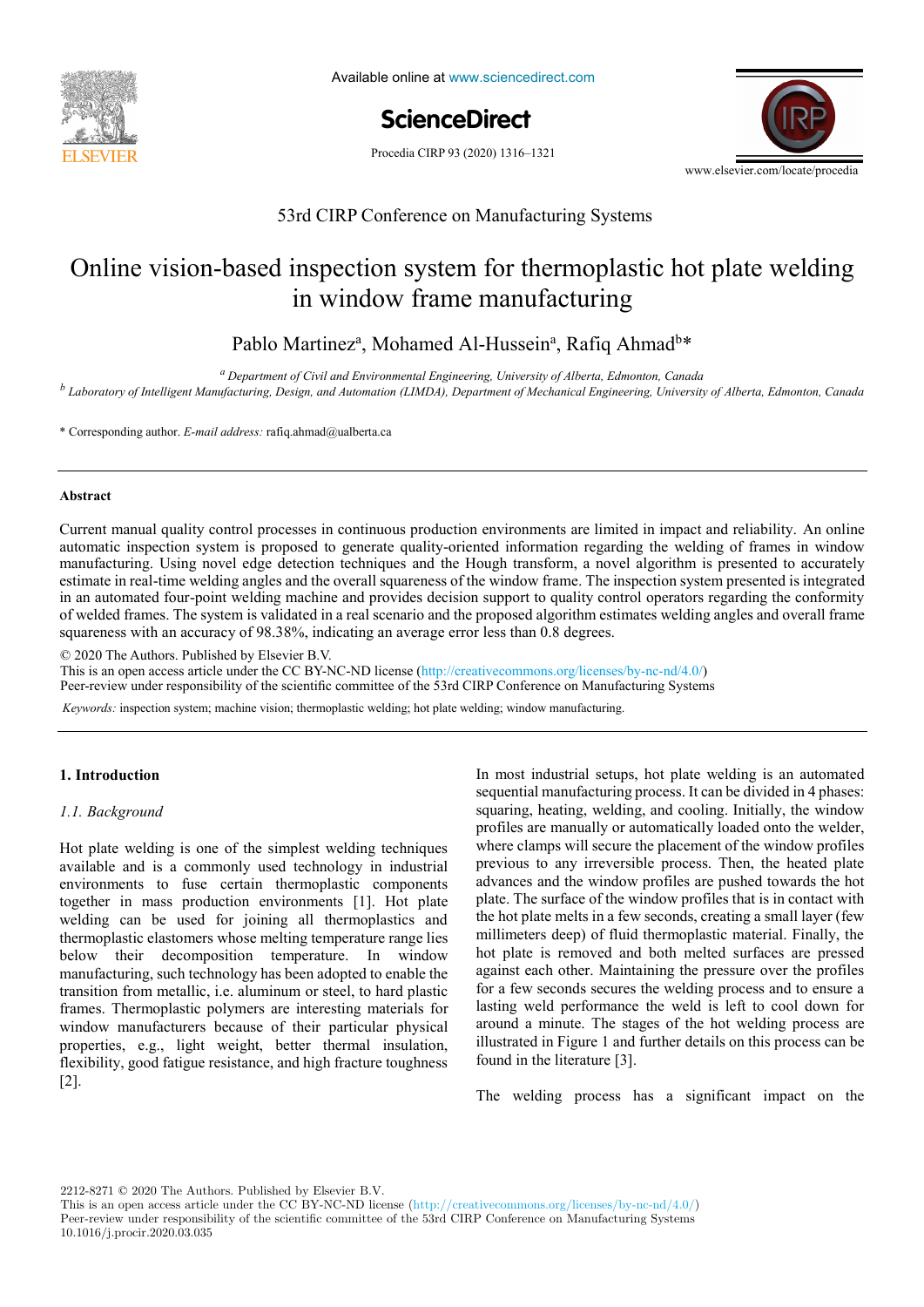53rd CIRP Conference on Manufacturing Systems

# Online vision-based inspection system for thermoplastic hot plate welding in window frame manufacturing

Pablo Martinez[a], Mohamed Al-Hussein[a], Rafiq Ahmad[b]*

[a] *Department of Civil and Environmental Engineering, University of Alberta, Edmonton, Canada*

[b] *Laboratory of Intelligent Manufacturing, Design, and Automation (LIMDA), Department of Mechanical Engineering, University of Alberta, Edmonton, Canada*

\* Corresponding author. *E-mail address:* rafiq.ahmad@ualberta.ca

## Abstract

Current manual quality control processes in continuous production environments are limited in impact and reliability. An online automatic inspection system is proposed to generate quality-oriented information regarding the welding of frames in window manufacturing. Using novel edge detection techniques and the Hough transform, a novel algorithm is presented to accurately estimate in real-time welding angles and the overall squareness of the window frame. The inspection system presented is integrated in an automated four-point welding machine and provides decision support to quality control operators regarding the conformity of welded frames. The system is validated in a real scenario and the proposed algorithm estimates welding angles and overall frame squareness with an accuracy of 98.38%, indicating an average error less than 0.8 degrees.

© 2020 The Authors. Published by Elsevier B.V.
This is an open access article under the CC BY-NC-ND license (http://creativecommons.org/licenses/by-nc-nd/4.0/)
Peer-review under responsibility of the scientific committee of the 53rd CIRP Conference on Manufacturing Systems

*Keywords:* inspection system; machine vision; thermoplastic welding; hot plate welding; window manufacturing.

## 1. Introduction

### *1.1. Background*

Hot plate welding is one of the simplest welding techniques available and is a commonly used technology in industrial environments to fuse certain thermoplastic components together in mass production environments [1]. Hot plate welding can be used for joining all thermoplastics and thermoplastic elastomers whose melting temperature range lies below their decomposition temperature. In window manufacturing, such technology has been adopted to enable the transition from metallic, i.e. aluminum or steel, to hard plastic frames. Thermoplastic polymers are interesting materials for window manufacturers because of their particular physical properties, e.g., light weight, better thermal insulation, flexibility, good fatigue resistance, and high fracture toughness [2].

In most industrial setups, hot plate welding is an automated sequential manufacturing process. It can be divided in 4 phases: squaring, heating, welding, and cooling. Initially, the window profiles are manually or automatically loaded onto the welder, where clamps will secure the placement of the window profiles previous to any irreversible process. Then, the heated plate advances and the window profiles are pushed towards the hot plate. The surface of the window profiles that is in contact with the hot plate melts in a few seconds, creating a small layer (few millimeters deep) of fluid thermoplastic material. Finally, the hot plate is removed and both melted surfaces are pressed against each other. Maintaining the pressure over the profiles for a few seconds secures the welding process and to ensure a lasting weld performance the weld is left to cool down for around a minute. The stages of the hot welding process are illustrated in Figure 1 and further details on this process can be found in the literature [3].

The welding process has a significant impact on the

2212-8271 © 2020 The Authors. Published by Elsevier B.V.
This is an open access article under the CC BY-NC-ND license (http://creativecommons.org/licenses/by-nc-nd/4.0/)
Peer-review under responsibility of the scientific committee of the 53rd CIRP Conference on Manufacturing Systems
10.1016/j.procir.2020.03.035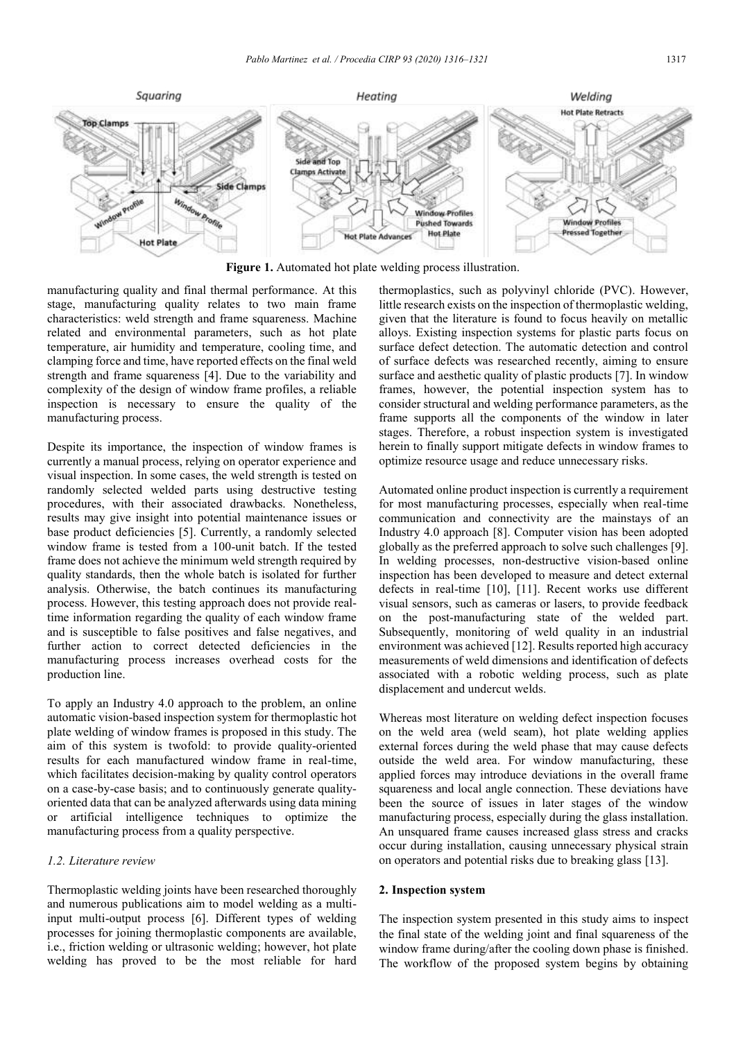**Figure 1.** Automated hot plate welding process illustration.

manufacturing quality and final thermal performance. At this stage, manufacturing quality relates to two main frame characteristics: weld strength and frame squareness. Machine related and environmental parameters, such as hot plate temperature, air humidity and temperature, cooling time, and clamping force and time, have reported effects on the final weld strength and frame squareness [4]. Due to the variability and complexity of the design of window frame profiles, a reliable inspection is necessary to ensure the quality of the manufacturing process.

Despite its importance, the inspection of window frames is currently a manual process, relying on operator experience and visual inspection. In some cases, the weld strength is tested on randomly selected welded parts using destructive testing procedures, with their associated drawbacks. Nonetheless, results may give insight into potential maintenance issues or base product deficiencies [5]. Currently, a randomly selected window frame is tested from a 100-unit batch. If the tested frame does not achieve the minimum weld strength required by quality standards, then the whole batch is isolated for further analysis. Otherwise, the batch continues its manufacturing process. However, this testing approach does not provide real-time information regarding the quality of each window frame and is susceptible to false positives and false negatives, and further action to correct detected deficiencies in the manufacturing process increases overhead costs for the production line.

To apply an Industry 4.0 approach to the problem, an online automatic vision-based inspection system for thermoplastic hot plate welding of window frames is proposed in this study. The aim of this system is twofold: to provide quality-oriented results for each manufactured window frame in real-time, which facilitates decision-making by quality control operators on a case-by-case basis; and to continuously generate quality-oriented data that can be analyzed afterwards using data mining or artificial intelligence techniques to optimize the manufacturing process from a quality perspective.

### *1.2. Literature review*

Thermoplastic welding joints have been researched thoroughly and numerous publications aim to model welding as a multi-input multi-output process [6]. Different types of welding processes for joining thermoplastic components are available, i.e., friction welding or ultrasonic welding; however, hot plate welding has proved to be the most reliable for hard thermoplastics, such as polyvinyl chloride (PVC). However, little research exists on the inspection of thermoplastic welding, given that the literature is found to focus heavily on metallic alloys. Existing inspection systems for plastic parts focus on surface defect detection. The automatic detection and control of surface defects was researched recently, aiming to ensure surface and aesthetic quality of plastic products [7]. In window frames, however, the potential inspection system has to consider structural and welding performance parameters, as the frame supports all the components of the window in later stages. Therefore, a robust inspection system is investigated herein to finally support mitigate defects in window frames to optimize resource usage and reduce unnecessary risks.

Automated online product inspection is currently a requirement for most manufacturing processes, especially when real-time communication and connectivity are the mainstays of an Industry 4.0 approach [8]. Computer vision has been adopted globally as the preferred approach to solve such challenges [9]. In welding processes, non-destructive vision-based online inspection has been developed to measure and detect external defects in real-time [10], [11]. Recent works use different visual sensors, such as cameras or lasers, to provide feedback on the post-manufacturing state of the welded part. Subsequently, monitoring of weld quality in an industrial environment was achieved [12]. Results reported high accuracy measurements of weld dimensions and identification of defects associated with a robotic welding process, such as plate displacement and undercut welds.

Whereas most literature on welding defect inspection focuses on the weld area (weld seam), hot plate welding applies external forces during the weld phase that may cause defects outside the weld area. For window manufacturing, these applied forces may introduce deviations in the overall frame squareness and local angle connection. These deviations have been the source of issues in later stages of the window manufacturing process, especially during the glass installation. An unsquared frame causes increased glass stress and cracks occur during installation, causing unnecessary physical strain on operators and potential risks due to breaking glass [13].

## 2. Inspection system

The inspection system presented in this study aims to inspect the final state of the welding joint and final squareness of the window frame during/after the cooling down phase is finished. The workflow of the proposed system begins by obtaining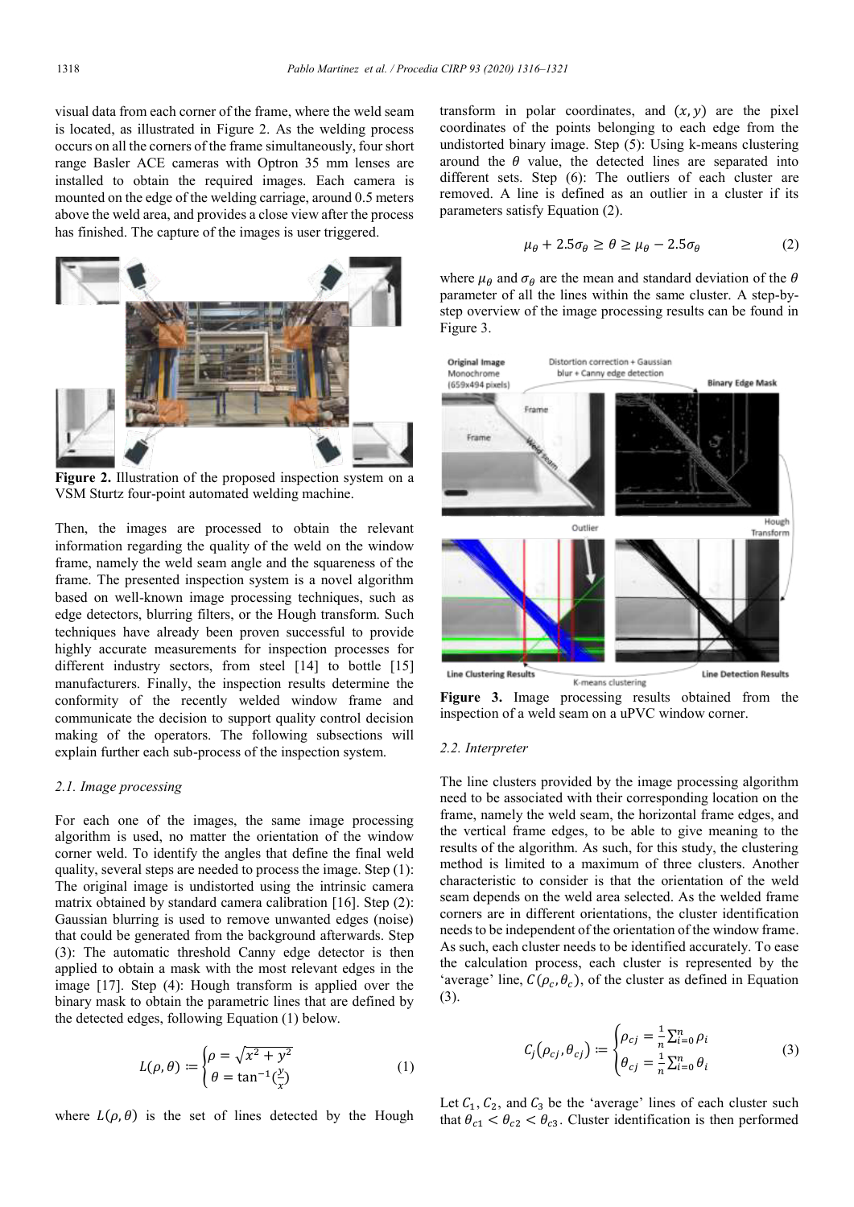visual data from each corner of the frame, where the weld seam is located, as illustrated in Figure 2. As the welding process occurs on all the corners of the frame simultaneously, four short range Basler ACE cameras with Optron 35 mm lenses are installed to obtain the required images. Each camera is mounted on the edge of the welding carriage, around 0.5 meters above the weld area, and provides a close view after the process has finished. The capture of the images is user triggered.

**Figure 2.** Illustration of the proposed inspection system on a VSM Sturtz four-point automated welding machine.

Then, the images are processed to obtain the relevant information regarding the quality of the weld on the window frame, namely the weld seam angle and the squareness of the frame. The presented inspection system is a novel algorithm based on well-known image processing techniques, such as edge detectors, blurring filters, or the Hough transform. Such techniques have already been proven successful to provide highly accurate measurements for inspection processes for different industry sectors, from steel [14] to bottle [15] manufacturers. Finally, the inspection results determine the conformity of the recently welded window frame and communicate the decision to support quality control decision making of the operators. The following subsections will explain further each sub-process of the inspection system.

### *2.1. Image processing*

For each one of the images, the same image processing algorithm is used, no matter the orientation of the window corner weld. To identify the angles that define the final weld quality, several steps are needed to process the image. Step (1): The original image is undistorted using the intrinsic camera matrix obtained by standard camera calibration [16]. Step (2): Gaussian blurring is used to remove unwanted edges (noise) that could be generated from the background afterwards. Step (3): The automatic threshold Canny edge detector is then applied to obtain a mask with the most relevant edges in the image [17]. Step (4): Hough transform is applied over the binary mask to obtain the parametric lines that are defined by the detected edges, following Equation (1) below.

$$L(\rho, \theta) := \begin{cases} \rho = \sqrt{x^2 + y^2} \\ \theta = \tan^{-1}(\frac{y}{x}) \end{cases} \tag{1}$$

where $L(\rho, \theta)$ is the set of lines detected by the Hough transform in polar coordinates, and $(x, y)$ are the pixel coordinates of the points belonging to each edge from the undistorted binary image. Step (5): Using k-means clustering around the $\theta$ value, the detected lines are separated into different sets. Step (6): The outliers of each cluster are removed. A line is defined as an outlier in a cluster if its parameters satisfy Equation (2).

$$\mu_\theta + 2.5\sigma_\theta \geq \theta \geq \mu_\theta - 2.5\sigma_\theta \tag{2}$$

where $\mu_\theta$ and $\sigma_\theta$ are the mean and standard deviation of the $\theta$ parameter of all the lines within the same cluster. A step-by-step overview of the image processing results can be found in Figure 3.

**Figure 3.** Image processing results obtained from the inspection of a weld seam on a uPVC window corner.

### *2.2. Interpreter*

The line clusters provided by the image processing algorithm need to be associated with their corresponding location on the frame, namely the weld seam, the horizontal frame edges, and the vertical frame edges, to be able to give meaning to the results of the algorithm. As such, for this study, the clustering method is limited to a maximum of three clusters. Another characteristic to consider is that the orientation of the weld seam depends on the weld area selected. As the welded frame corners are in different orientations, the cluster identification needs to be independent of the orientation of the window frame. As such, each cluster needs to be identified accurately. To ease the calculation process, each cluster is represented by the 'average' line, $C(\rho_c, \theta_c)$, of the cluster as defined in Equation (3).

$$C_j(\rho_{cj}, \theta_{cj}) := \begin{cases} \rho_{cj} = \frac{1}{n}\sum_{i=0}^{n} \rho_i \\ \theta_{cj} = \frac{1}{n}\sum_{i=0}^{n} \theta_i \end{cases} \tag{3}$$

Let $C_1$, $C_2$, and $C_3$ be the 'average' lines of each cluster such that $\theta_{c1} < \theta_{c2} < \theta_{c3}$. Cluster identification is then performed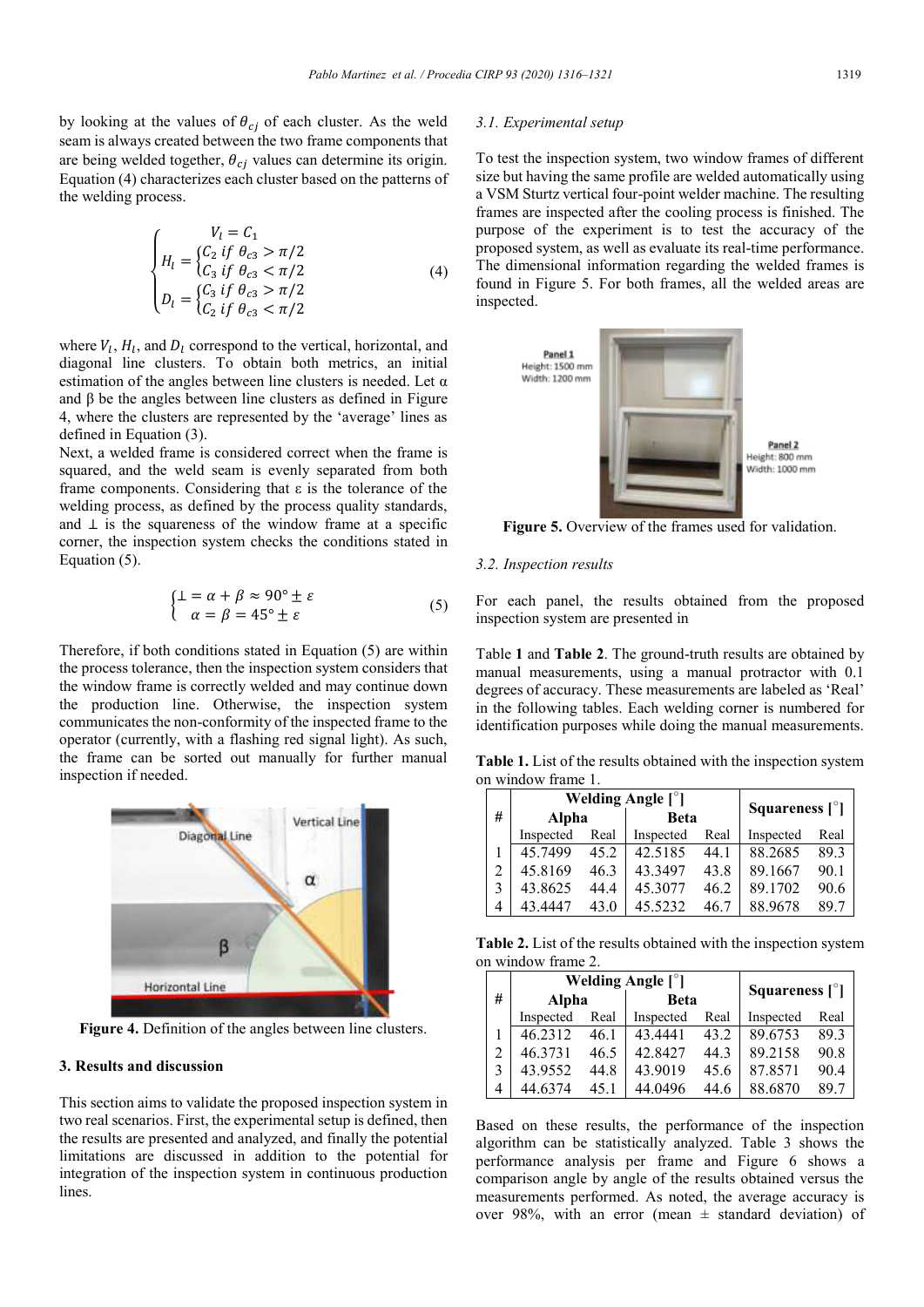by looking at the values of $\theta_{cj}$ of each cluster. As the weld seam is always created between the two frame components that are being welded together, $\theta_{cj}$ values can determine its origin. Equation (4) characterizes each cluster based on the patterns of the welding process.

$$
\begin{cases} V_l = C_1 \\ H_l = \begin{cases} C_2 \text{ if } \theta_{c3} > \pi/2 \\ C_3 \text{ if } \theta_{c3} < \pi/2 \end{cases} \\ D_l = \begin{cases} C_3 \text{ if } \theta_{c3} > \pi/2 \\ C_2 \text{ if } \theta_{c3} < \pi/2 \end{cases} \end{cases} \tag{4}
$$

where $V_l$, $H_l$, and $D_l$ correspond to the vertical, horizontal, and diagonal line clusters. To obtain both metrics, an initial estimation of the angles between line clusters is needed. Let α and β be the angles between line clusters as defined in Figure 4, where the clusters are represented by the 'average' lines as defined in Equation (3).

Next, a welded frame is considered correct when the frame is squared, and the weld seam is evenly separated from both frame components. Considering that ε is the tolerance of the welding process, as defined by the process quality standards, and ⊥ is the squareness of the window frame at a specific corner, the inspection system checks the conditions stated in Equation (5).

$$
\begin{cases} \perp = \alpha + \beta \approx 90° \pm \varepsilon \\ \alpha = \beta = 45° \pm \varepsilon \end{cases} \tag{5}
$$

Therefore, if both conditions stated in Equation (5) are within the process tolerance, then the inspection system considers that the window frame is correctly welded and may continue down the production line. Otherwise, the inspection system communicates the non-conformity of the inspected frame to the operator (currently, with a flashing red signal light). As such, the frame can be sorted out manually for further manual inspection if needed.

**Figure 4.** Definition of the angles between line clusters.

## 3. Results and discussion

This section aims to validate the proposed inspection system in two real scenarios. First, the experimental setup is defined, then the results are presented and analyzed, and finally the potential limitations are discussed in addition to the potential for integration of the inspection system in continuous production lines.

### 3.1. Experimental setup

To test the inspection system, two window frames of different size but having the same profile are welded automatically using a VSM Sturtz vertical four-point welder machine. The resulting frames are inspected after the cooling process is finished. The purpose of the experiment is to test the accuracy of the proposed system, as well as evaluate its real-time performance. The dimensional information regarding the welded frames is found in Figure 5. For both frames, all the welded areas are inspected.

**Figure 5.** Overview of the frames used for validation.

### 3.2. Inspection results

For each panel, the results obtained from the proposed inspection system are presented in

Table **1** and **Table 2**. The ground-truth results are obtained by manual measurements, using a manual protractor with 0.1 degrees of accuracy. These measurements are labeled as 'Real' in the following tables. Each welding corner is numbered for identification purposes while doing the manual measurements.

**Table 1.** List of the results obtained with the inspection system on window frame 1.

| # | Welding Angle [°] | | | | Squareness [°] | |
|---|---|---|---|---|---|---|
| | Alpha | | Beta | | | |
| | Inspected | Real | Inspected | Real | Inspected | Real |
| 1 | 45.7499 | 45.2 | 42.5185 | 44.1 | 88.2685 | 89.3 |
| 2 | 45.8169 | 46.3 | 43.3497 | 43.8 | 89.1667 | 90.1 |
| 3 | 43.8625 | 44.4 | 45.3077 | 46.2 | 89.1702 | 90.6 |
| 4 | 43.4447 | 43.0 | 45.5232 | 46.7 | 88.9678 | 89.7 |

**Table 2.** List of the results obtained with the inspection system on window frame 2.

| # | Welding Angle [°] | | | | Squareness [°] | |
|---|---|---|---|---|---|---|
| | Alpha | | Beta | | | |
| | Inspected | Real | Inspected | Real | Inspected | Real |
| 1 | 46.2312 | 46.1 | 43.4441 | 43.2 | 89.6753 | 89.3 |
| 2 | 46.3731 | 46.5 | 42.8427 | 44.3 | 89.2158 | 90.8 |
| 3 | 43.9552 | 44.8 | 43.9019 | 45.6 | 87.8571 | 90.4 |
| 4 | 44.6374 | 45.1 | 44.0496 | 44.6 | 88.6870 | 89.7 |

Based on these results, the performance of the inspection algorithm can be statistically analyzed. Table 3 shows the performance analysis per frame and Figure 6 shows a comparison angle by angle of the results obtained versus the measurements performed. As noted, the average accuracy is over 98%, with an error (mean ± standard deviation) of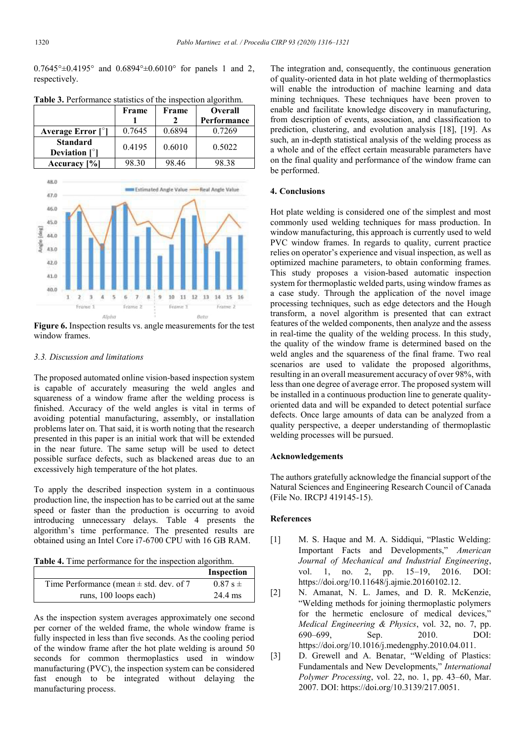0.7645°±0.4195° and 0.6894°±0.6010° for panels 1 and 2, respectively.

**Table 3.** Performance statistics of the inspection algorithm.

| | Frame 1 | Frame 2 | Overall Performance |
|---|---|---|---|
| **Average Error [°]** | 0.7645 | 0.6894 | 0.7269 |
| **Standard Deviation [°]** | 0.4195 | 0.6010 | 0.5022 |
| **Accuracy [%]** | 98.30 | 98.46 | 98.38 |

**Figure 6.** Inspection results vs. angle measurements for the test window frames.

*3.3. Discussion and limitations*

The proposed automated online vision-based inspection system is capable of accurately measuring the weld angles and squareness of a window frame after the welding process is finished. Accuracy of the weld angles is vital in terms of avoiding potential manufacturing, assembly, or installation problems later on. That said, it is worth noting that the research presented in this paper is an initial work that will be extended in the near future. The same setup will be used to detect possible surface defects, such as blackened areas due to an excessively high temperature of the hot plates.

To apply the described inspection system in a continuous production line, the inspection has to be carried out at the same speed or faster than the production is occurring to avoid introducing unnecessary delays. Table 4 presents the algorithm's time performance. The presented results are obtained using an Intel Core i7-6700 CPU with 16 GB RAM.

**Table 4.** Time performance for the inspection algorithm.

| | Inspection |
|---|---|
| Time Performance (mean ± std. dev. of 7 runs, 100 loops each) | 0.87 s ± 24.4 ms |

As the inspection system averages approximately one second per corner of the welded frame, the whole window frame is fully inspected in less than five seconds. As the cooling period of the window frame after the hot plate welding is around 50 seconds for common thermoplastics used in window manufacturing (PVC), the inspection system can be considered fast enough to be integrated without delaying the manufacturing process.

The integration and, consequently, the continuous generation of quality-oriented data in hot plate welding of thermoplastics will enable the introduction of machine learning and data mining techniques. These techniques have been proven to enable and facilitate knowledge discovery in manufacturing, from description of events, association, and classification to prediction, clustering, and evolution analysis [18], [19]. As such, an in-depth statistical analysis of the welding process as a whole and of the effect certain measurable parameters have on the final quality and performance of the window frame can be performed.

## 4. Conclusions

Hot plate welding is considered one of the simplest and most commonly used welding techniques for mass production. In window manufacturing, this approach is currently used to weld PVC window frames. In regards to quality, current practice relies on operator's experience and visual inspection, as well as optimized machine parameters, to obtain conforming frames. This study proposes a vision-based automatic inspection system for thermoplastic welded parts, using window frames as a case study. Through the application of the novel image processing techniques, such as edge detectors and the Hough transform, a novel algorithm is presented that can extract features of the welded components, then analyze and the assess in real-time the quality of the welding process. In this study, the quality of the window frame is determined based on the weld angles and the squareness of the final frame. Two real scenarios are used to validate the proposed algorithms, resulting in an overall measurement accuracy of over 98%, with less than one degree of average error. The proposed system will be installed in a continuous production line to generate quality-oriented data and will be expanded to detect potential surface defects. Once large amounts of data can be analyzed from a quality perspective, a deeper understanding of thermoplastic welding processes will be pursued.

## Acknowledgements

The authors gratefully acknowledge the financial support of the Natural Sciences and Engineering Research Council of Canada (File No. IRCPJ 419145-15).

## References

[1] M. S. Haque and M. A. Siddiqui, "Plastic Welding: Important Facts and Developments," *American Journal of Mechanical and Industrial Engineering*, vol. 1, no. 2, pp. 15–19, 2016. DOI: https://doi.org/10.11648/j.ajmie.20160102.12.

[2] N. Amanat, N. L. James, and D. R. McKenzie, "Welding methods for joining thermoplastic polymers for the hermetic enclosure of medical devices," *Medical Engineering & Physics*, vol. 32, no. 7, pp. 690–699, Sep. 2010. DOI: https://doi.org/10.1016/j.medengphy.2010.04.011.

[3] D. Grewell and A. Benatar, "Welding of Plastics: Fundamentals and New Developments," *International Polymer Processing*, vol. 22, no. 1, pp. 43–60, Mar. 2007. DOI: https://doi.org/10.3139/217.0051.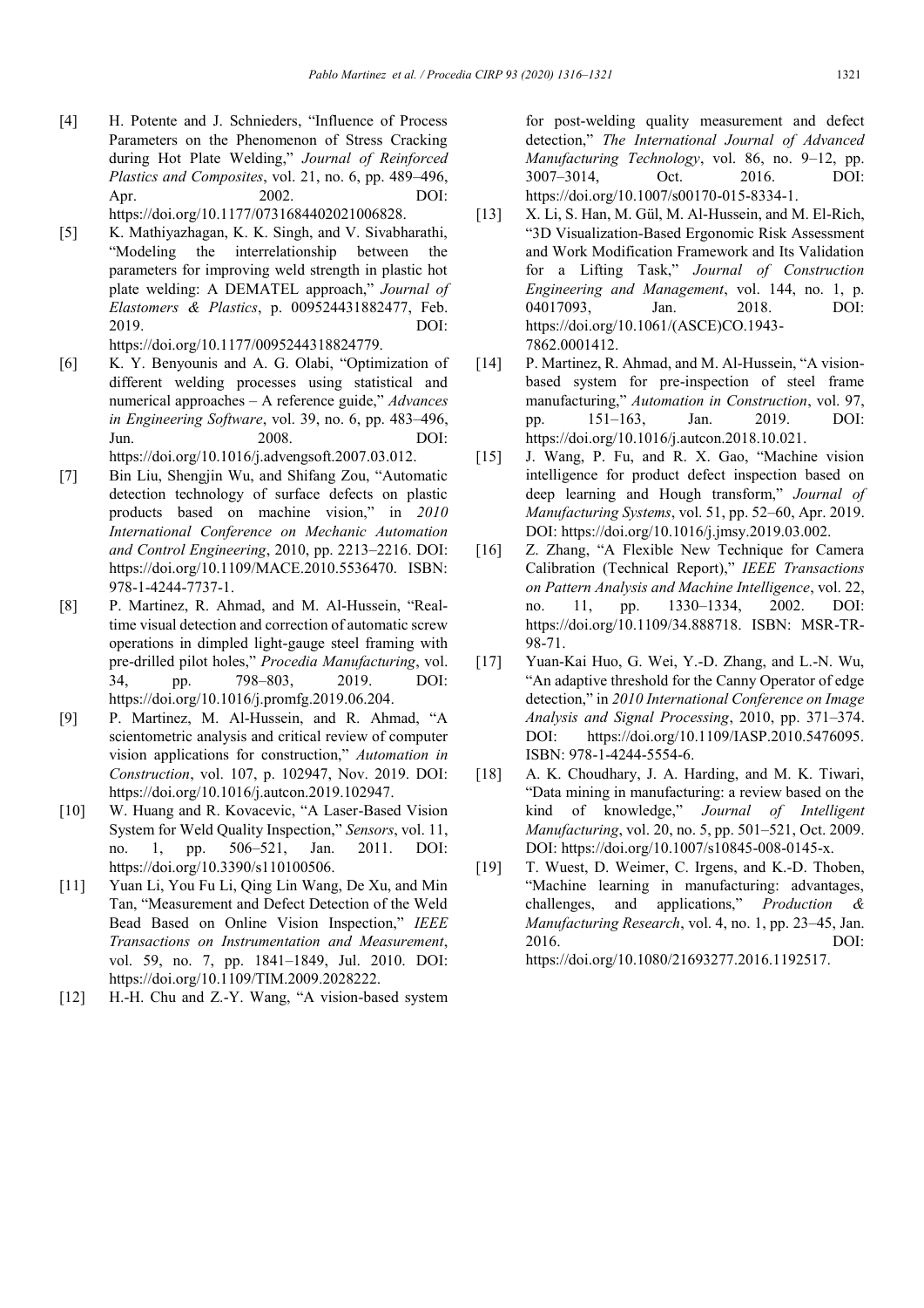[4] H. Potente and J. Schnieders, "Influence of Process Parameters on the Phenomenon of Stress Cracking during Hot Plate Welding," *Journal of Reinforced Plastics and Composites*, vol. 21, no. 6, pp. 489–496, Apr. 2002. DOI: https://doi.org/10.1177/0731684402021006828.

[5] K. Mathiyazhagan, K. K. Singh, and V. Sivabharathi, "Modeling the interrelationship between the parameters for improving weld strength in plastic hot plate welding: A DEMATEL approach," *Journal of Elastomers & Plastics*, p. 009524431882477, Feb. 2019. DOI: https://doi.org/10.1177/0095244318824779.

[6] K. Y. Benyounis and A. G. Olabi, "Optimization of different welding processes using statistical and numerical approaches – A reference guide," *Advances in Engineering Software*, vol. 39, no. 6, pp. 483–496, Jun. 2008. DOI: https://doi.org/10.1016/j.advengsoft.2007.03.012.

[7] Bin Liu, Shengjin Wu, and Shifang Zou, "Automatic detection technology of surface defects on plastic products based on machine vision," in *2010 International Conference on Mechanic Automation and Control Engineering*, 2010, pp. 2213–2216. DOI: https://doi.org/10.1109/MACE.2010.5536470. ISBN: 978-1-4244-7737-1.

[8] P. Martinez, R. Ahmad, and M. Al-Hussein, "Real-time visual detection and correction of automatic screw operations in dimpled light-gauge steel framing with pre-drilled pilot holes," *Procedia Manufacturing*, vol. 34, pp. 798–803, 2019. DOI: https://doi.org/10.1016/j.promfg.2019.06.204.

[9] P. Martinez, M. Al-Hussein, and R. Ahmad, "A scientometric analysis and critical review of computer vision applications for construction," *Automation in Construction*, vol. 107, p. 102947, Nov. 2019. DOI: https://doi.org/10.1016/j.autcon.2019.102947.

[10] W. Huang and R. Kovacevic, "A Laser-Based Vision System for Weld Quality Inspection," *Sensors*, vol. 11, no. 1, pp. 506–521, Jan. 2011. DOI: https://doi.org/10.3390/s110100506.

[11] Yuan Li, You Fu Li, Qing Lin Wang, De Xu, and Min Tan, "Measurement and Defect Detection of the Weld Bead Based on Online Vision Inspection," *IEEE Transactions on Instrumentation and Measurement*, vol. 59, no. 7, pp. 1841–1849, Jul. 2010. DOI: https://doi.org/10.1109/TIM.2009.2028222.

[12] H.-H. Chu and Z.-Y. Wang, "A vision-based system for post-welding quality measurement and defect detection," *The International Journal of Advanced Manufacturing Technology*, vol. 86, no. 9–12, pp. 3007–3014, Oct. 2016. DOI: https://doi.org/10.1007/s00170-015-8334-1.

[13] X. Li, S. Han, M. Gül, M. Al-Hussein, and M. El-Rich, "3D Visualization-Based Ergonomic Risk Assessment and Work Modification Framework and Its Validation for a Lifting Task," *Journal of Construction Engineering and Management*, vol. 144, no. 1, p. 04017093, Jan. 2018. DOI: https://doi.org/10.1061/(ASCE)CO.1943-7862.0001412.

[14] P. Martinez, R. Ahmad, and M. Al-Hussein, "A vision-based system for pre-inspection of steel frame manufacturing," *Automation in Construction*, vol. 97, pp. 151–163, Jan. 2019. DOI: https://doi.org/10.1016/j.autcon.2018.10.021.

[15] J. Wang, P. Fu, and R. X. Gao, "Machine vision intelligence for product defect inspection based on deep learning and Hough transform," *Journal of Manufacturing Systems*, vol. 51, pp. 52–60, Apr. 2019. DOI: https://doi.org/10.1016/j.jmsy.2019.03.002.

[16] Z. Zhang, "A Flexible New Technique for Camera Calibration (Technical Report)," *IEEE Transactions on Pattern Analysis and Machine Intelligence*, vol. 22, no. 11, pp. 1330–1334, 2002. DOI: https://doi.org/10.1109/34.888718. ISBN: MSR-TR-98-71.

[17] Yuan-Kai Huo, G. Wei, Y.-D. Zhang, and L.-N. Wu, "An adaptive threshold for the Canny Operator of edge detection," in *2010 International Conference on Image Analysis and Signal Processing*, 2010, pp. 371–374. DOI: https://doi.org/10.1109/IASP.2010.5476095. ISBN: 978-1-4244-5554-6.

[18] A. K. Choudhary, J. A. Harding, and M. K. Tiwari, "Data mining in manufacturing: a review based on the kind of knowledge," *Journal of Intelligent Manufacturing*, vol. 20, no. 5, pp. 501–521, Oct. 2009. DOI: https://doi.org/10.1007/s10845-008-0145-x.

[19] T. Wuest, D. Weimer, C. Irgens, and K.-D. Thoben, "Machine learning in manufacturing: advantages, challenges, and applications," *Production & Manufacturing Research*, vol. 4, no. 1, pp. 23–45, Jan. 2016. DOI: https://doi.org/10.1080/21693277.2016.1192517.